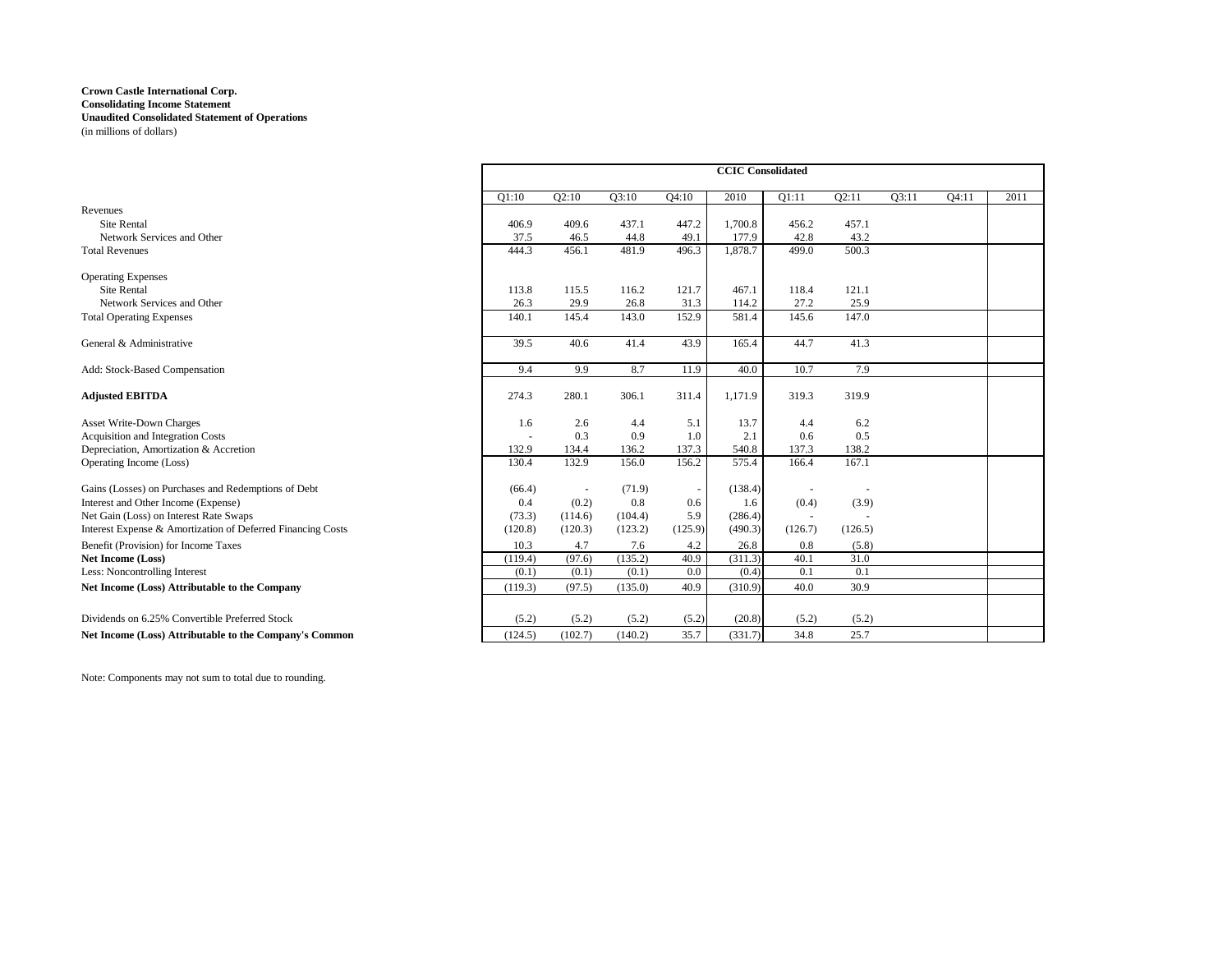**Crown Castle International Corp.**
**Consolidating Income Statement**
**Unaudited Consolidated Statement of Operations**
(in millions of dollars)

| | CCIC Consolidated | | | | | | | | | |
|---|---|---|---|---|---|---|---|---|---|---|
| | Q1:10 | Q2:10 | Q3:10 | Q4:10 | 2010 | Q1:11 | Q2:11 | Q3:11 | Q4:11 | 2011 |
| Revenues | | | | | | | | | | |
| Site Rental | 406.9 | 409.6 | 437.1 | 447.2 | 1,700.8 | 456.2 | 457.1 | | | |
| Network Services and Other | 37.5 | 46.5 | 44.8 | 49.1 | 177.9 | 42.8 | 43.2 | | | |
| Total Revenues | 444.3 | 456.1 | 481.9 | 496.3 | 1,878.7 | 499.0 | 500.3 | | | |
| Operating Expenses | | | | | | | | | | |
| Site Rental | 113.8 | 115.5 | 116.2 | 121.7 | 467.1 | 118.4 | 121.1 | | | |
| Network Services and Other | 26.3 | 29.9 | 26.8 | 31.3 | 114.2 | 27.2 | 25.9 | | | |
| Total Operating Expenses | 140.1 | 145.4 | 143.0 | 152.9 | 581.4 | 145.6 | 147.0 | | | |
| General & Administrative | 39.5 | 40.6 | 41.4 | 43.9 | 165.4 | 44.7 | 41.3 | | | |
| Add: Stock-Based Compensation | 9.4 | 9.9 | 8.7 | 11.9 | 40.0 | 10.7 | 7.9 | | | |
| **Adjusted EBITDA** | 274.3 | 280.1 | 306.1 | 311.4 | 1,171.9 | 319.3 | 319.9 | | | |
| Asset Write-Down Charges | 1.6 | 2.6 | 4.4 | 5.1 | 13.7 | 4.4 | 6.2 | | | |
| Acquisition and Integration Costs | - | 0.3 | 0.9 | 1.0 | 2.1 | 0.6 | 0.5 | | | |
| Depreciation, Amortization & Accretion | 132.9 | 134.4 | 136.2 | 137.3 | 540.8 | 137.3 | 138.2 | | | |
| Operating Income (Loss) | 130.4 | 132.9 | 156.0 | 156.2 | 575.4 | 166.4 | 167.1 | | | |
| Gains (Losses) on Purchases and Redemptions of Debt | (66.4) | - | (71.9) | - | (138.4) | - | - | | | |
| Interest and Other Income (Expense) | 0.4 | (0.2) | 0.8 | 0.6 | 1.6 | (0.4) | (3.9) | | | |
| Net Gain (Loss) on Interest Rate Swaps | (73.3) | (114.6) | (104.4) | 5.9 | (286.4) | - | - | | | |
| Interest Expense & Amortization of Deferred Financing Costs | (120.8) | (120.3) | (123.2) | (125.9) | (490.3) | (126.7) | (126.5) | | | |
| Benefit (Provision) for Income Taxes | 10.3 | 4.7 | 7.6 | 4.2 | 26.8 | 0.8 | (5.8) | | | |
| **Net Income (Loss)** | (119.4) | (97.6) | (135.2) | 40.9 | (311.3) | 40.1 | 31.0 | | | |
| Less: Noncontrolling Interest | (0.1) | (0.1) | (0.1) | 0.0 | (0.4) | 0.1 | 0.1 | | | |
| **Net Income (Loss) Attributable to the Company** | (119.3) | (97.5) | (135.0) | 40.9 | (310.9) | 40.0 | 30.9 | | | |
| Dividends on 6.25% Convertible Preferred Stock | (5.2) | (5.2) | (5.2) | (5.2) | (20.8) | (5.2) | (5.2) | | | |
| **Net Income (Loss) Attributable to the Company's Common** | (124.5) | (102.7) | (140.2) | 35.7 | (331.7) | 34.8 | 25.7 | | | |

Note: Components may not sum to total due to rounding.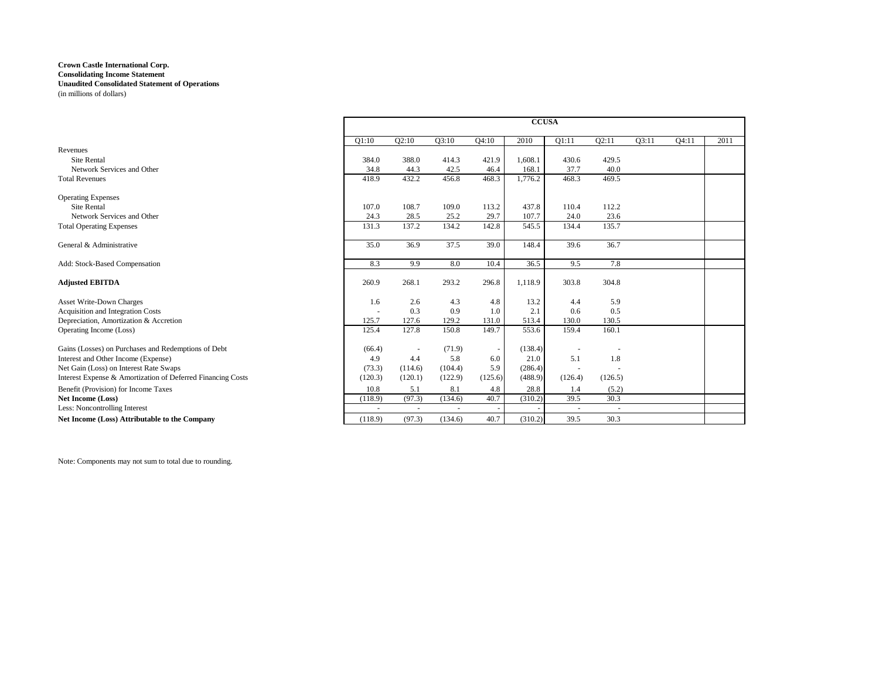**Crown Castle International Corp.**
**Consolidating Income Statement**
**Unaudited Consolidated Statement of Operations**
(in millions of dollars)

| | CCUSA | | | | | | | | | |
|---|---|---|---|---|---|---|---|---|---|---|
| | Q1:10 | Q2:10 | Q3:10 | Q4:10 | 2010 | Q1:11 | Q2:11 | Q3:11 | Q4:11 | 2011 |
| Revenues | | | | | | | | | | |
| Site Rental | 384.0 | 388.0 | 414.3 | 421.9 | 1,608.1 | 430.6 | 429.5 | | | |
| Network Services and Other | 34.8 | 44.3 | 42.5 | 46.4 | 168.1 | 37.7 | 40.0 | | | |
| Total Revenues | 418.9 | 432.2 | 456.8 | 468.3 | 1,776.2 | 468.3 | 469.5 | | | |
| Operating Expenses | | | | | | | | | | |
| Site Rental | 107.0 | 108.7 | 109.0 | 113.2 | 437.8 | 110.4 | 112.2 | | | |
| Network Services and Other | 24.3 | 28.5 | 25.2 | 29.7 | 107.7 | 24.0 | 23.6 | | | |
| Total Operating Expenses | 131.3 | 137.2 | 134.2 | 142.8 | 545.5 | 134.4 | 135.7 | | | |
| General & Administrative | 35.0 | 36.9 | 37.5 | 39.0 | 148.4 | 39.6 | 36.7 | | | |
| Add: Stock-Based Compensation | 8.3 | 9.9 | 8.0 | 10.4 | 36.5 | 9.5 | 7.8 | | | |
| **Adjusted EBITDA** | 260.9 | 268.1 | 293.2 | 296.8 | 1,118.9 | 303.8 | 304.8 | | | |
| Asset Write-Down Charges | 1.6 | 2.6 | 4.3 | 4.8 | 13.2 | 4.4 | 5.9 | | | |
| Acquisition and Integration Costs | - | 0.3 | 0.9 | 1.0 | 2.1 | 0.6 | 0.5 | | | |
| Depreciation, Amortization & Accretion | 125.7 | 127.6 | 129.2 | 131.0 | 513.4 | 130.0 | 130.5 | | | |
| Operating Income (Loss) | 125.4 | 127.8 | 150.8 | 149.7 | 553.6 | 159.4 | 160.1 | | | |
| Gains (Losses) on Purchases and Redemptions of Debt | (66.4) | - | (71.9) | - | (138.4) | - | - | | | |
| Interest and Other Income (Expense) | 4.9 | 4.4 | 5.8 | 6.0 | 21.0 | 5.1 | 1.8 | | | |
| Net Gain (Loss) on Interest Rate Swaps | (73.3) | (114.6) | (104.4) | 5.9 | (286.4) | - | - | | | |
| Interest Expense & Amortization of Deferred Financing Costs | (120.3) | (120.1) | (122.9) | (125.6) | (488.9) | (126.4) | (126.5) | | | |
| Benefit (Provision) for Income Taxes | 10.8 | 5.1 | 8.1 | 4.8 | 28.8 | 1.4 | (5.2) | | | |
| **Net Income (Loss)** | (118.9) | (97.3) | (134.6) | 40.7 | (310.2) | 39.5 | 30.3 | | | |
| Less: Noncontrolling Interest | - | - | - | - | - | - | - | | | |
| **Net Income (Loss) Attributable to the Company** | (118.9) | (97.3) | (134.6) | 40.7 | (310.2) | 39.5 | 30.3 | | | |

Note: Components may not sum to total due to rounding.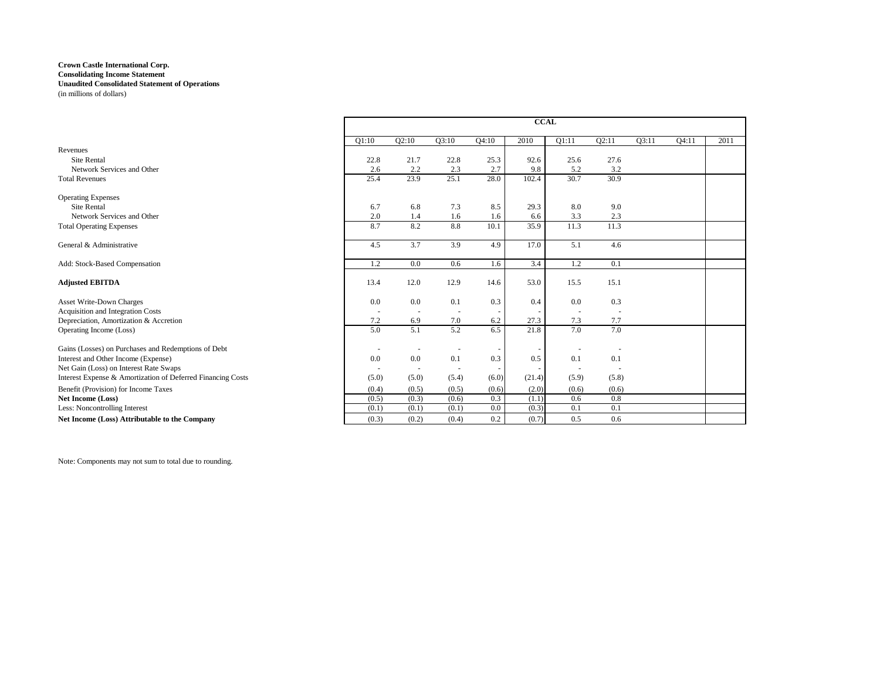**Crown Castle International Corp.**
**Consolidating Income Statement**
**Unaudited Consolidated Statement of Operations**
(in millions of dollars)

| | CCAL | | | | | | | | | |
|---|---|---|---|---|---|---|---|---|---|---|
| | Q1:10 | Q2:10 | Q3:10 | Q4:10 | 2010 | Q1:11 | Q2:11 | Q3:11 | Q4:11 | 2011 |
| Revenues | | | | | | | | | | |
| Site Rental | 22.8 | 21.7 | 22.8 | 25.3 | 92.6 | 25.6 | 27.6 | | | |
| Network Services and Other | 2.6 | 2.2 | 2.3 | 2.7 | 9.8 | 5.2 | 3.2 | | | |
| Total Revenues | 25.4 | 23.9 | 25.1 | 28.0 | 102.4 | 30.7 | 30.9 | | | |
| Operating Expenses | | | | | | | | | | |
| Site Rental | 6.7 | 6.8 | 7.3 | 8.5 | 29.3 | 8.0 | 9.0 | | | |
| Network Services and Other | 2.0 | 1.4 | 1.6 | 1.6 | 6.6 | 3.3 | 2.3 | | | |
| Total Operating Expenses | 8.7 | 8.2 | 8.8 | 10.1 | 35.9 | 11.3 | 11.3 | | | |
| General & Administrative | 4.5 | 3.7 | 3.9 | 4.9 | 17.0 | 5.1 | 4.6 | | | |
| Add: Stock-Based Compensation | 1.2 | 0.0 | 0.6 | 1.6 | 3.4 | 1.2 | 0.1 | | | |
| **Adjusted EBITDA** | 13.4 | 12.0 | 12.9 | 14.6 | 53.0 | 15.5 | 15.1 | | | |
| Asset Write-Down Charges | 0.0 | 0.0 | 0.1 | 0.3 | 0.4 | 0.0 | 0.3 | | | |
| Acquisition and Integration Costs | - | - | - | - | - | - | - | | | |
| Depreciation, Amortization & Accretion | 7.2 | 6.9 | 7.0 | 6.2 | 27.3 | 7.3 | 7.7 | | | |
| Operating Income (Loss) | 5.0 | 5.1 | 5.2 | 6.5 | 21.8 | 7.0 | 7.0 | | | |
| Gains (Losses) on Purchases and Redemptions of Debt | - | - | - | - | - | - | - | | | |
| Interest and Other Income (Expense) | 0.0 | 0.0 | 0.1 | 0.3 | 0.5 | 0.1 | 0.1 | | | |
| Net Gain (Loss) on Interest Rate Swaps | - | - | - | - | - | - | - | | | |
| Interest Expense & Amortization of Deferred Financing Costs | (5.0) | (5.0) | (5.4) | (6.0) | (21.4) | (5.9) | (5.8) | | | |
| Benefit (Provision) for Income Taxes | (0.4) | (0.5) | (0.5) | (0.6) | (2.0) | (0.6) | (0.6) | | | |
| **Net Income (Loss)** | (0.5) | (0.3) | (0.6) | 0.3 | (1.1) | 0.6 | 0.8 | | | |
| Less: Noncontrolling Interest | (0.1) | (0.1) | (0.1) | 0.0 | (0.3) | 0.1 | 0.1 | | | |
| **Net Income (Loss) Attributable to the Company** | (0.3) | (0.2) | (0.4) | 0.2 | (0.7) | 0.5 | 0.6 | | | |

Note: Components may not sum to total due to rounding.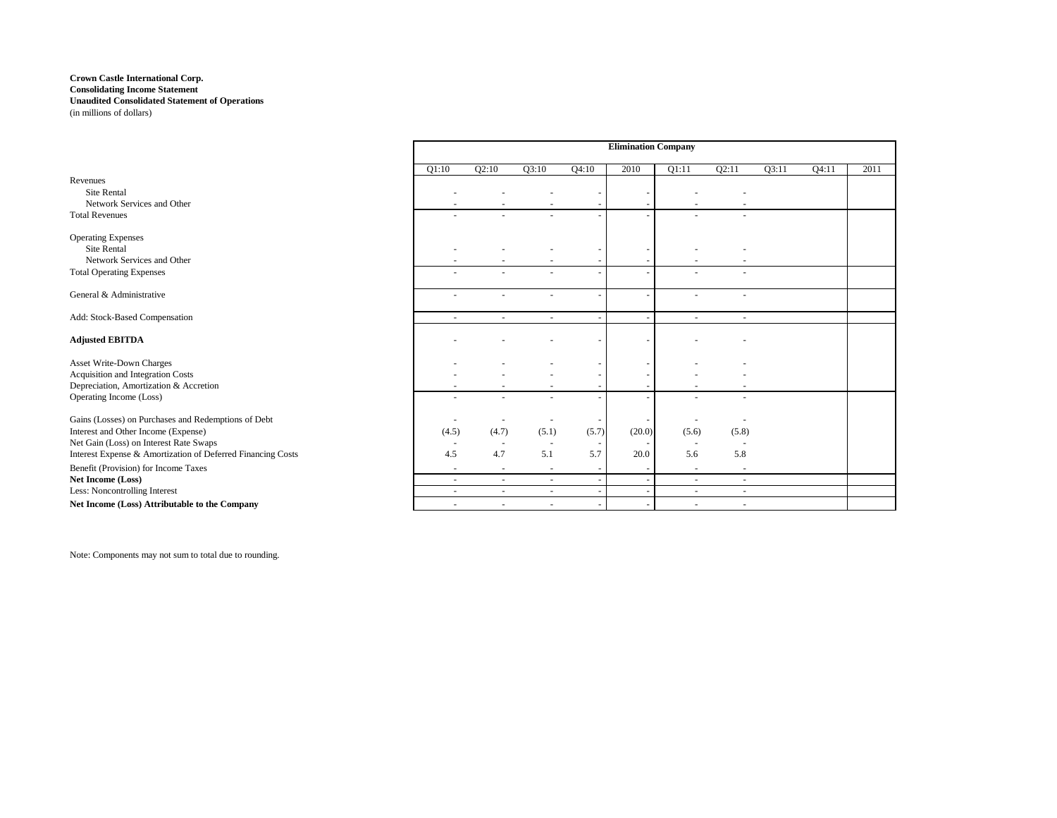**Crown Castle International Corp.**
**Consolidating Income Statement**
**Unaudited Consolidated Statement of Operations**
(in millions of dollars)

| | Elimination Company | | | | | | | | | |
|---|---|---|---|---|---|---|---|---|---|---|
| | Q1:10 | Q2:10 | Q3:10 | Q4:10 | 2010 | Q1:11 | Q2:11 | Q3:11 | Q4:11 | 2011 |
| Revenues | | | | | | | | | | |
| Site Rental | - | - | - | - | - | - | - | | | |
| Network Services and Other | - | - | - | - | - | - | - | | | |
| Total Revenues | - | - | - | - | - | - | - | | | |
| Operating Expenses | | | | | | | | | | |
| Site Rental | - | - | - | - | - | - | - | | | |
| Network Services and Other | - | - | - | - | - | - | - | | | |
| Total Operating Expenses | - | - | - | - | - | - | - | | | |
| General & Administrative | - | - | - | - | - | - | - | | | |
| Add: Stock-Based Compensation | - | - | - | - | - | - | - | | | |
| **Adjusted EBITDA** | - | - | - | - | - | - | - | | | |
| Asset Write-Down Charges | - | - | - | - | - | - | - | | | |
| Acquisition and Integration Costs | - | - | - | - | - | - | - | | | |
| Depreciation, Amortization & Accretion | - | - | - | - | - | - | - | | | |
| Operating Income (Loss) | - | - | - | - | - | - | - | | | |
| Gains (Losses) on Purchases and Redemptions of Debt | - | - | - | - | - | - | - | | | |
| Interest and Other Income (Expense) | (4.5) | (4.7) | (5.1) | (5.7) | (20.0) | (5.6) | (5.8) | | | |
| Net Gain (Loss) on Interest Rate Swaps | - | - | - | - | - | - | - | | | |
| Interest Expense & Amortization of Deferred Financing Costs | 4.5 | 4.7 | 5.1 | 5.7 | 20.0 | 5.6 | 5.8 | | | |
| Benefit (Provision) for Income Taxes | - | - | - | - | - | - | - | | | |
| **Net Income (Loss)** | - | - | - | - | - | - | - | | | |
| Less: Noncontrolling Interest | - | - | - | - | - | - | - | | | |
| **Net Income (Loss) Attributable to the Company** | - | - | - | - | - | - | - | | | |

Note: Components may not sum to total due to rounding.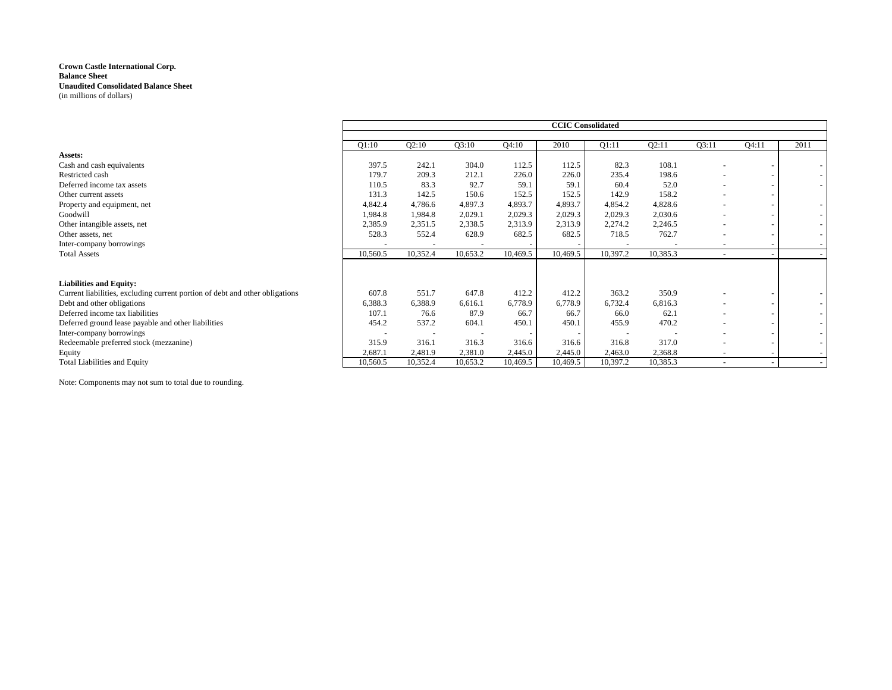**Crown Castle International Corp.**
**Balance Sheet**
**Unaudited Consolidated Balance Sheet**
(in millions of dollars)

| | CCIC Consolidated | | | | | | | | | |
|---|---|---|---|---|---|---|---|---|---|---|
| | Q1:10 | Q2:10 | Q3:10 | Q4:10 | 2010 | Q1:11 | Q2:11 | Q3:11 | Q4:11 | 2011 |
| **Assets:** | | | | | | | | | | |
| Cash and cash equivalents | 397.5 | 242.1 | 304.0 | 112.5 | 112.5 | 82.3 | 108.1 | - | - | - |
| Restricted cash | 179.7 | 209.3 | 212.1 | 226.0 | 226.0 | 235.4 | 198.6 | - | - | - |
| Deferred income tax assets | 110.5 | 83.3 | 92.7 | 59.1 | 59.1 | 60.4 | 52.0 | - | - | - |
| Other current assets | 131.3 | 142.5 | 150.6 | 152.5 | 152.5 | 142.9 | 158.2 | - | - | |
| Property and equipment, net | 4,842.4 | 4,786.6 | 4,897.3 | 4,893.7 | 4,893.7 | 4,854.2 | 4,828.6 | - | - | - |
| Goodwill | 1,984.8 | 1,984.8 | 2,029.1 | 2,029.3 | 2,029.3 | 2,029.3 | 2,030.6 | - | - | - |
| Other intangible assets, net | 2,385.9 | 2,351.5 | 2,338.5 | 2,313.9 | 2,313.9 | 2,274.2 | 2,246.5 | - | - | - |
| Other assets, net | 528.3 | 552.4 | 628.9 | 682.5 | 682.5 | 718.5 | 762.7 | - | - | - |
| Inter-company borrowings | - | - | - | - | - | - | - | - | - | - |
| Total Assets | 10,560.5 | 10,352.4 | 10,653.2 | 10,469.5 | 10,469.5 | 10,397.2 | 10,385.3 | - | - | - |
| | | | | | | | | | | |
| **Liabilities and Equity:** | | | | | | | | | | |
| Current liabilities, excluding current portion of debt and other obligations | 607.8 | 551.7 | 647.8 | 412.2 | 412.2 | 363.2 | 350.9 | - | - | - |
| Debt and other obligations | 6,388.3 | 6,388.9 | 6,616.1 | 6,778.9 | 6,778.9 | 6,732.4 | 6,816.3 | - | - | - |
| Deferred income tax liabilities | 107.1 | 76.6 | 87.9 | 66.7 | 66.7 | 66.0 | 62.1 | - | - | - |
| Deferred ground lease payable and other liabilities | 454.2 | 537.2 | 604.1 | 450.1 | 450.1 | 455.9 | 470.2 | - | - | - |
| Inter-company borrowings | - | - | - | - | - | - | - | - | - | - |
| Redeemable preferred stock (mezzanine) | 315.9 | 316.1 | 316.3 | 316.6 | 316.6 | 316.8 | 317.0 | - | - | - |
| Equity | 2,687.1 | 2,481.9 | 2,381.0 | 2,445.0 | 2,445.0 | 2,463.0 | 2,368.8 | - | - | - |
| Total Liabilities and Equity | 10,560.5 | 10,352.4 | 10,653.2 | 10,469.5 | 10,469.5 | 10,397.2 | 10,385.3 | - | - | - |

Note: Components may not sum to total due to rounding.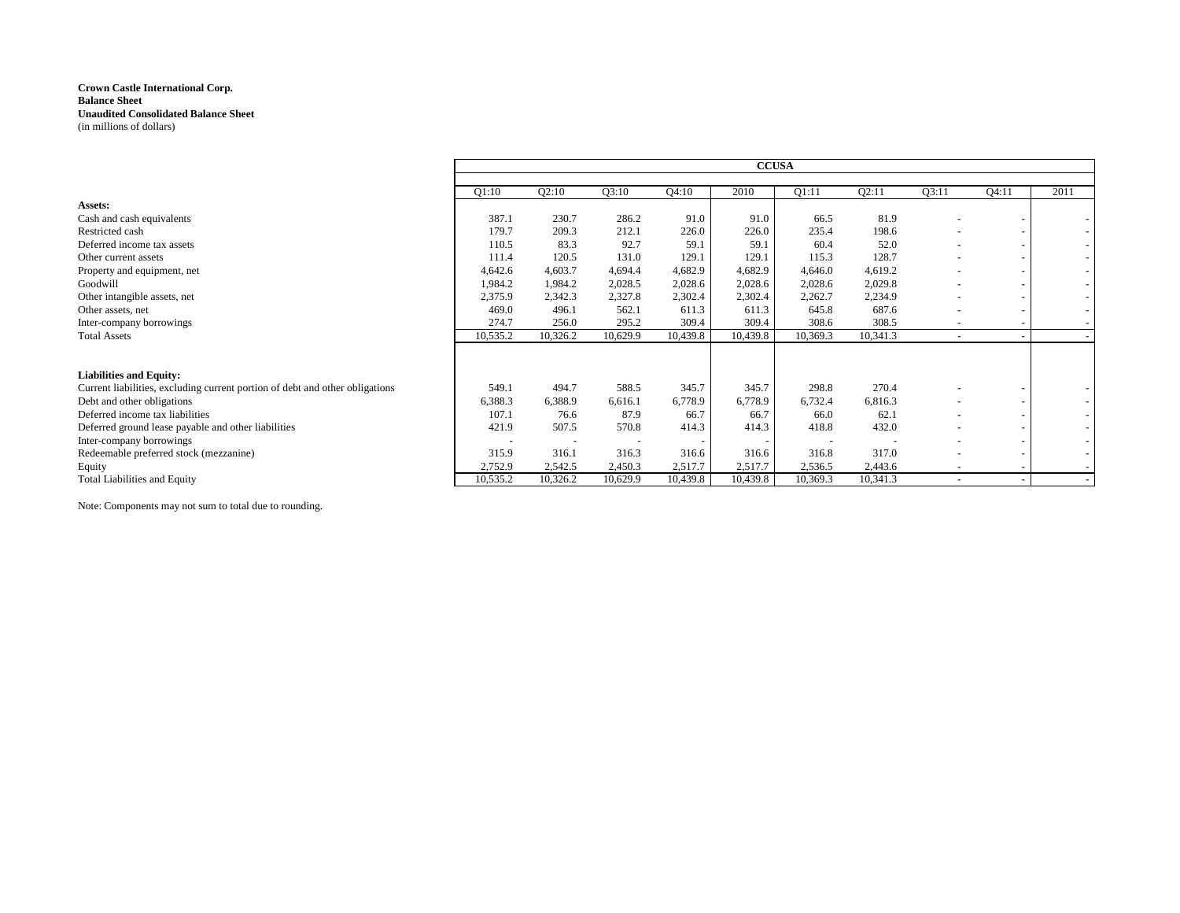**Crown Castle International Corp.**
**Balance Sheet**
**Unaudited Consolidated Balance Sheet**
(in millions of dollars)

| | CCUSA | | | | | | | | | |
|---|---|---|---|---|---|---|---|---|---|---|
| | Q1:10 | Q2:10 | Q3:10 | Q4:10 | 2010 | Q1:11 | Q2:11 | Q3:11 | Q4:11 | 2011 |
| **Assets:** | | | | | | | | | | |
| Cash and cash equivalents | 387.1 | 230.7 | 286.2 | 91.0 | 91.0 | 66.5 | 81.9 | - | - | - |
| Restricted cash | 179.7 | 209.3 | 212.1 | 226.0 | 226.0 | 235.4 | 198.6 | - | - | - |
| Deferred income tax assets | 110.5 | 83.3 | 92.7 | 59.1 | 59.1 | 60.4 | 52.0 | - | - | - |
| Other current assets | 111.4 | 120.5 | 131.0 | 129.1 | 129.1 | 115.3 | 128.7 | - | - | - |
| Property and equipment, net | 4,642.6 | 4,603.7 | 4,694.4 | 4,682.9 | 4,682.9 | 4,646.0 | 4,619.2 | - | - | - |
| Goodwill | 1,984.2 | 1,984.2 | 2,028.5 | 2,028.6 | 2,028.6 | 2,028.6 | 2,029.8 | - | - | - |
| Other intangible assets, net | 2,375.9 | 2,342.3 | 2,327.8 | 2,302.4 | 2,302.4 | 2,262.7 | 2,234.9 | - | - | - |
| Other assets, net | 469.0 | 496.1 | 562.1 | 611.3 | 611.3 | 645.8 | 687.6 | - | - | - |
| Inter-company borrowings | 274.7 | 256.0 | 295.2 | 309.4 | 309.4 | 308.6 | 308.5 | - | - | - |
| Total Assets | 10,535.2 | 10,326.2 | 10,629.9 | 10,439.8 | 10,439.8 | 10,369.3 | 10,341.3 | - | - | - |
| | | | | | | | | | | |
| **Liabilities and Equity:** | | | | | | | | | | |
| Current liabilities, excluding current portion of debt and other obligations | 549.1 | 494.7 | 588.5 | 345.7 | 345.7 | 298.8 | 270.4 | - | - | - |
| Debt and other obligations | 6,388.3 | 6,388.9 | 6,616.1 | 6,778.9 | 6,778.9 | 6,732.4 | 6,816.3 | - | - | - |
| Deferred income tax liabilities | 107.1 | 76.6 | 87.9 | 66.7 | 66.7 | 66.0 | 62.1 | - | - | - |
| Deferred ground lease payable and other liabilities | 421.9 | 507.5 | 570.8 | 414.3 | 414.3 | 418.8 | 432.0 | - | - | - |
| Inter-company borrowings | - | - | - | - | - | - | - | - | - | - |
| Redeemable preferred stock (mezzanine) | 315.9 | 316.1 | 316.3 | 316.6 | 316.6 | 316.8 | 317.0 | - | - | - |
| Equity | 2,752.9 | 2,542.5 | 2,450.3 | 2,517.7 | 2,517.7 | 2,536.5 | 2,443.6 | - | - | - |
| Total Liabilities and Equity | 10,535.2 | 10,326.2 | 10,629.9 | 10,439.8 | 10,439.8 | 10,369.3 | 10,341.3 | - | - | - |

Note: Components may not sum to total due to rounding.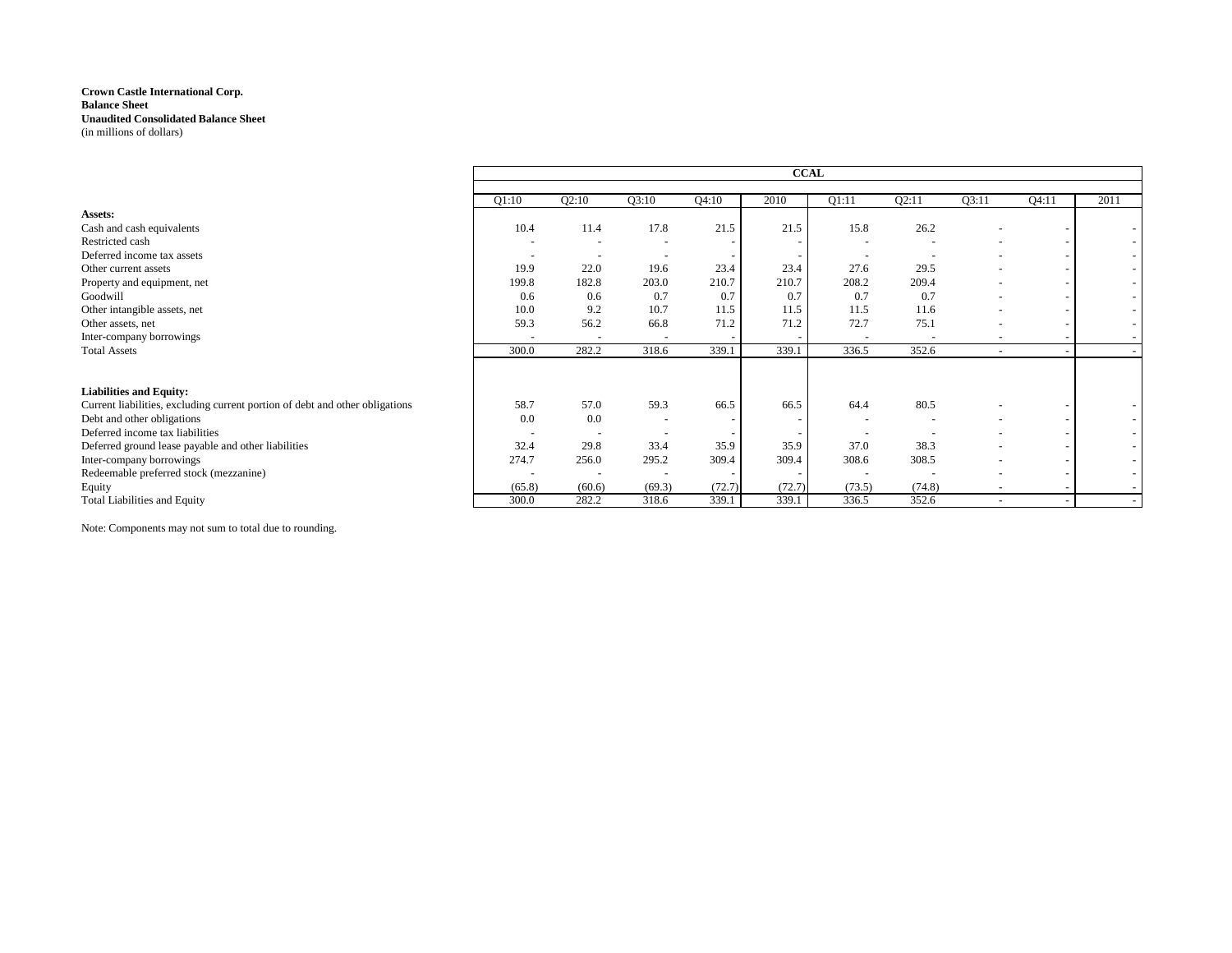**Crown Castle International Corp.**
**Balance Sheet**
**Unaudited Consolidated Balance Sheet**
(in millions of dollars)

| | CCAL | | | | | | | | | |
|---|---|---|---|---|---|---|---|---|---|---|
| | Q1:10 | Q2:10 | Q3:10 | Q4:10 | 2010 | Q1:11 | Q2:11 | Q3:11 | Q4:11 | 2011 |
| **Assets:** | | | | | | | | | | |
| Cash and cash equivalents | 10.4 | 11.4 | 17.8 | 21.5 | 21.5 | 15.8 | 26.2 | - | - | - |
| Restricted cash | - | - | - | - | - | - | - | - | - | - |
| Deferred income tax assets | - | - | - | - | - | - | - | - | - | - |
| Other current assets | 19.9 | 22.0 | 19.6 | 23.4 | 23.4 | 27.6 | 29.5 | - | - | - |
| Property and equipment, net | 199.8 | 182.8 | 203.0 | 210.7 | 210.7 | 208.2 | 209.4 | - | - | - |
| Goodwill | 0.6 | 0.6 | 0.7 | 0.7 | 0.7 | 0.7 | 0.7 | - | - | - |
| Other intangible assets, net | 10.0 | 9.2 | 10.7 | 11.5 | 11.5 | 11.5 | 11.6 | - | - | - |
| Other assets, net | 59.3 | 56.2 | 66.8 | 71.2 | 71.2 | 72.7 | 75.1 | - | - | - |
| Inter-company borrowings | - | - | - | - | - | - | - | - | - | - |
| Total Assets | 300.0 | 282.2 | 318.6 | 339.1 | 339.1 | 336.5 | 352.6 | - | - | - |
| **Liabilities and Equity:** | | | | | | | | | | |
| Current liabilities, excluding current portion of debt and other obligations | 58.7 | 57.0 | 59.3 | 66.5 | 66.5 | 64.4 | 80.5 | - | - | - |
| Debt and other obligations | 0.0 | 0.0 | - | - | - | - | - | - | - | - |
| Deferred income tax liabilities | - | - | - | - | - | - | - | - | - | - |
| Deferred ground lease payable and other liabilities | 32.4 | 29.8 | 33.4 | 35.9 | 35.9 | 37.0 | 38.3 | - | - | - |
| Inter-company borrowings | 274.7 | 256.0 | 295.2 | 309.4 | 309.4 | 308.6 | 308.5 | - | - | - |
| Redeemable preferred stock (mezzanine) | - | - | - | - | - | - | - | - | - | - |
| Equity | (65.8) | (60.6) | (69.3) | (72.7) | (72.7) | (73.5) | (74.8) | - | - | - |
| Total Liabilities and Equity | 300.0 | 282.2 | 318.6 | 339.1 | 339.1 | 336.5 | 352.6 | - | - | - |

Note: Components may not sum to total due to rounding.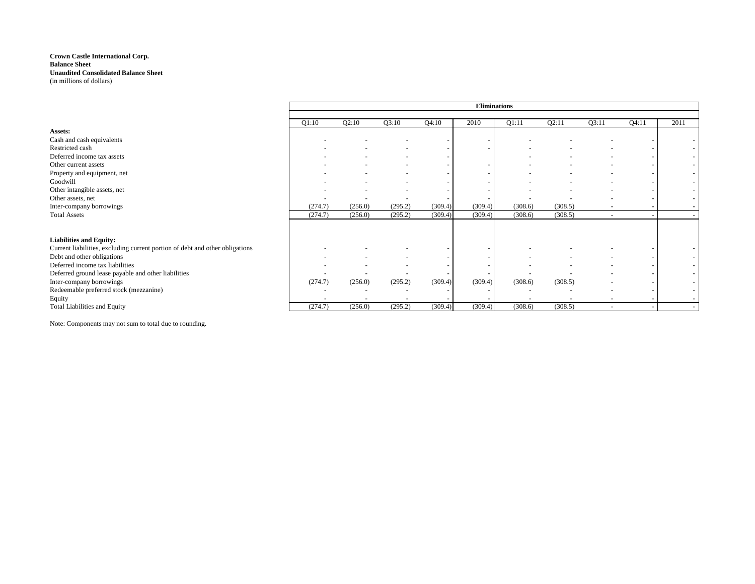**Crown Castle International Corp.**
**Balance Sheet**
**Unaudited Consolidated Balance Sheet**
(in millions of dollars)

| | Eliminations | | | | | | | | | |
|---|---|---|---|---|---|---|---|---|---|---|
| | Q1:10 | Q2:10 | Q3:10 | Q4:10 | 2010 | Q1:11 | Q2:11 | Q3:11 | Q4:11 | 2011 |
| **Assets:** | | | | | | | | | | |
| Cash and cash equivalents | - | - | - | - | - | - | - | - | - | - |
| Restricted cash | - | - | - | - | - | - | - | - | - | - |
| Deferred income tax assets | - | - | - | - | | - | - | - | - | - |
| Other current assets | - | - | - | - | - | - | - | - | - | - |
| Property and equipment, net | - | - | - | - | - | - | - | - | - | - |
| Goodwill | - | - | - | - | - | - | - | - | - | - |
| Other intangible assets, net | - | - | - | - | - | - | - | - | - | - |
| Other assets, net | - | - | - | - | - | - | - | - | - | - |
| Inter-company borrowings | (274.7) | (256.0) | (295.2) | (309.4) | (309.4) | (308.6) | (308.5) | - | - | - |
| Total Assets | (274.7) | (256.0) | (295.2) | (309.4) | (309.4) | (308.6) | (308.5) | - | - | - |
| | | | | | | | | | | |
| **Liabilities and Equity:** | | | | | | | | | | |
| Current liabilities, excluding current portion of debt and other obligations | - | - | - | - | - | - | - | - | - | - |
| Debt and other obligations | - | - | - | - | - | - | - | - | - | - |
| Deferred income tax liabilities | - | - | - | - | - | - | - | - | - | - |
| Deferred ground lease payable and other liabilities | - | - | - | - | - | - | - | - | - | - |
| Inter-company borrowings | (274.7) | (256.0) | (295.2) | (309.4) | (309.4) | (308.6) | (308.5) | - | - | - |
| Redeemable preferred stock (mezzanine) | - | - | - | - | - | - | - | - | - | - |
| Equity | - | - | - | - | - | - | - | - | - | - |
| Total Liabilities and Equity | (274.7) | (256.0) | (295.2) | (309.4) | (309.4) | (308.6) | (308.5) | - | - | - |

Note: Components may not sum to total due to rounding.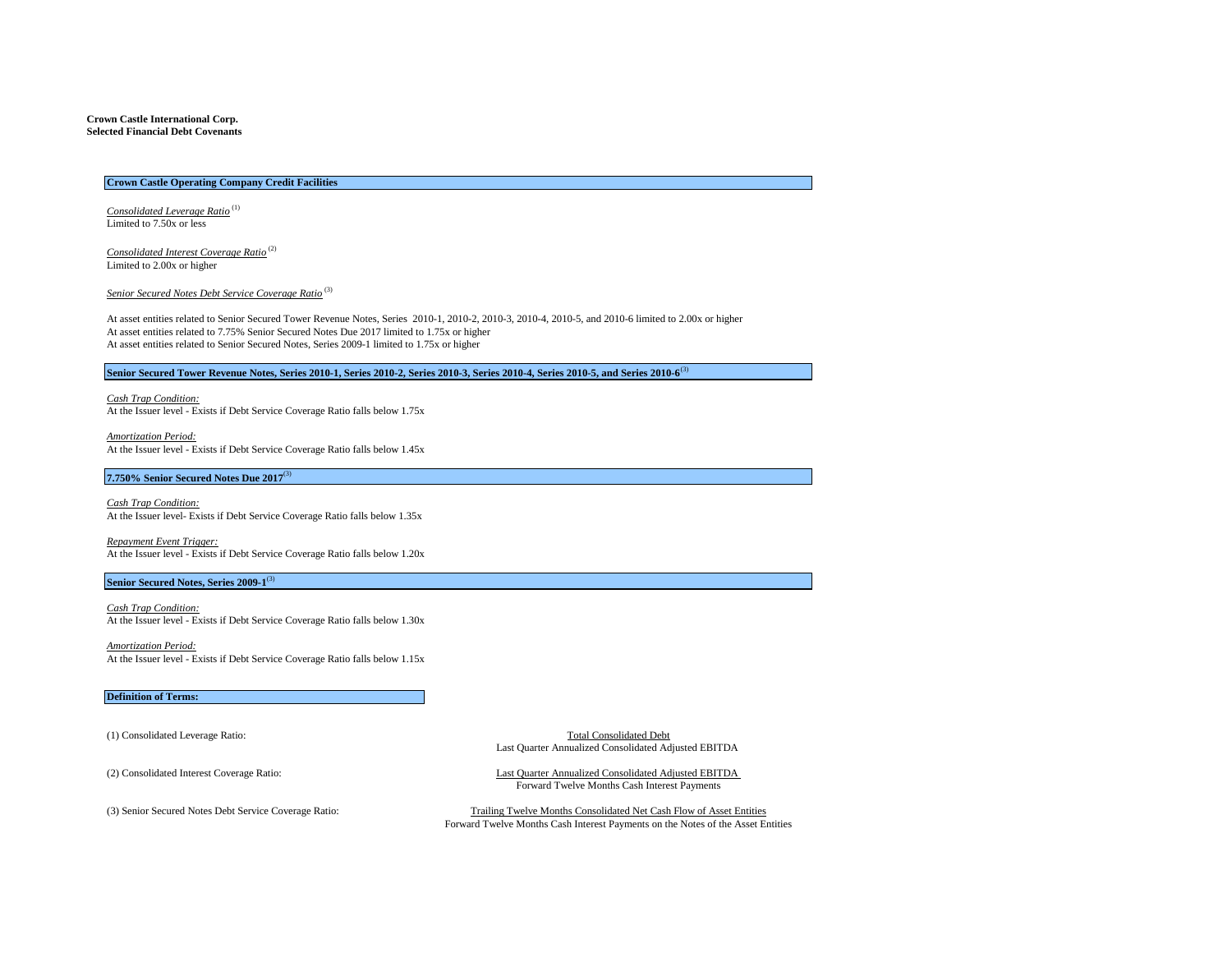**Crown Castle International Corp.**
**Selected Financial Debt Covenants**

## Crown Castle Operating Company Credit Facilities

*Consolidated Leverage Ratio* [(1)]
Limited to 7.50x or less

*Consolidated Interest Coverage Ratio* [(2)]
Limited to 2.00x or higher

*Senior Secured Notes Debt Service Coverage Ratio* [(3)]

At asset entities related to Senior Secured Tower Revenue Notes, Series 2010-1, 2010-2, 2010-3, 2010-4, 2010-5, and 2010-6 limited to 2.00x or higher
At asset entities related to 7.75% Senior Secured Notes Due 2017 limited to 1.75x or higher
At asset entities related to Senior Secured Notes, Series 2009-1 limited to 1.75x or higher

## Senior Secured Tower Revenue Notes, Series 2010-1, Series 2010-2, Series 2010-3, Series 2010-4, Series 2010-5, and Series 2010-6[(3)]

*Cash Trap Condition:*
At the Issuer level - Exists if Debt Service Coverage Ratio falls below 1.75x

*Amortization Period:*
At the Issuer level - Exists if Debt Service Coverage Ratio falls below 1.45x

## 7.750% Senior Secured Notes Due 2017[(3)]

*Cash Trap Condition:*
At the Issuer level- Exists if Debt Service Coverage Ratio falls below 1.35x

*Repayment Event Trigger:*
At the Issuer level - Exists if Debt Service Coverage Ratio falls below 1.20x

## Senior Secured Notes, Series 2009-1[(3)]

*Cash Trap Condition:*
At the Issuer level - Exists if Debt Service Coverage Ratio falls below 1.30x

*Amortization Period:*
At the Issuer level - Exists if Debt Service Coverage Ratio falls below 1.15x

## Definition of Terms:

(1) Consolidated Leverage Ratio:

$$\frac{\text{Total Consolidated Debt}}{\text{Last Quarter Annualized Consolidated Adjusted EBITDA}}$$

(2) Consolidated Interest Coverage Ratio:

$$\frac{\text{Last Quarter Annualized Consolidated Adjusted EBITDA}}{\text{Forward Twelve Months Cash Interest Payments}}$$

(3) Senior Secured Notes Debt Service Coverage Ratio:

$$\frac{\text{Trailing Twelve Months Consolidated Net Cash Flow of Asset Entities}}{\text{Forward Twelve Months Cash Interest Payments on the Notes of the Asset Entities}}$$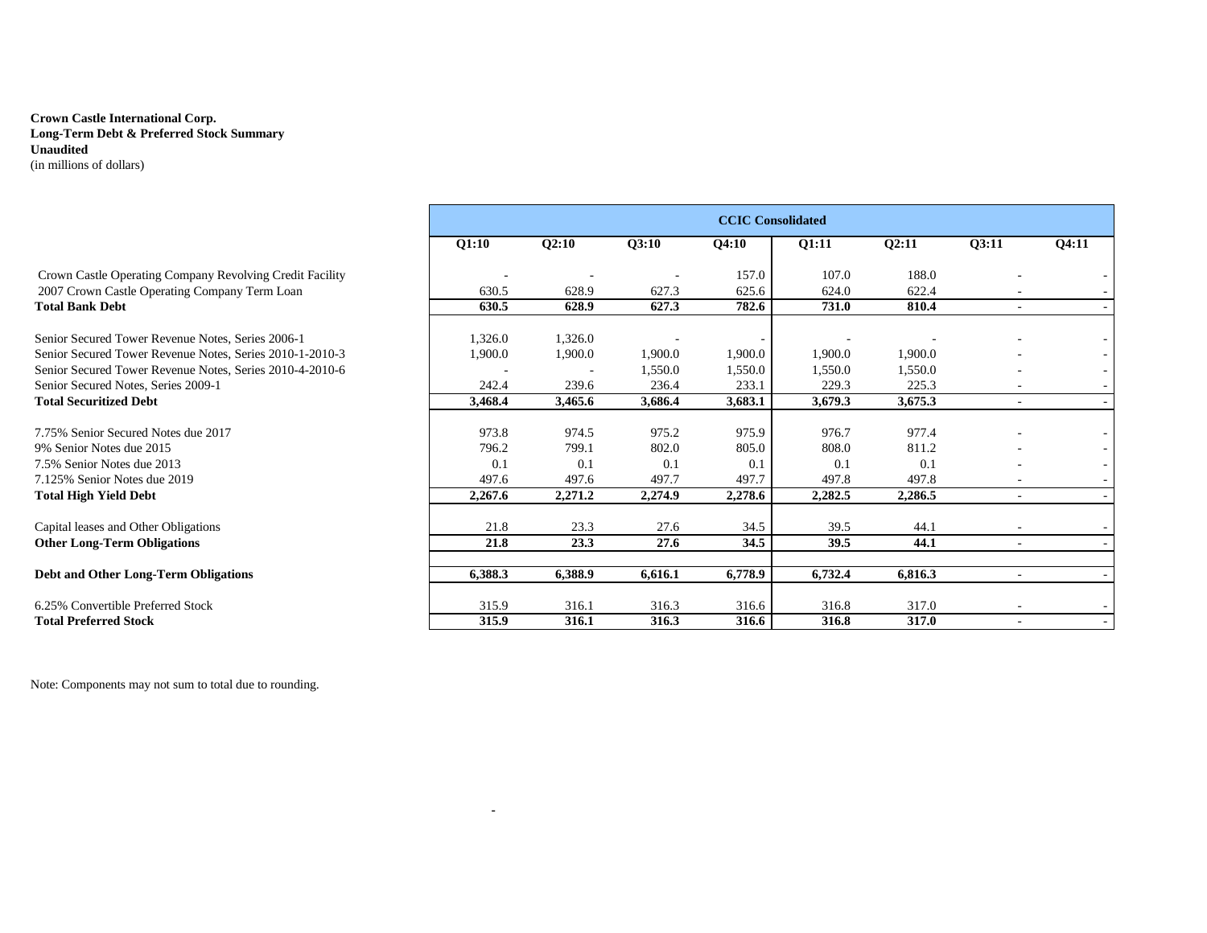**Crown Castle International Corp.**
**Long-Term Debt & Preferred Stock Summary**
**Unaudited**
(in millions of dollars)

| | CCIC Consolidated | | | | | | | |
|---|---|---|---|---|---|---|---|---|
| | **Q1:10** | **Q2:10** | **Q3:10** | **Q4:10** | **Q1:11** | **Q2:11** | **Q3:11** | **Q4:11** |
| Crown Castle Operating Company Revolving Credit Facility | - | - | - | 157.0 | 107.0 | 188.0 | - | - |
| 2007 Crown Castle Operating Company Term Loan | 630.5 | 628.9 | 627.3 | 625.6 | 624.0 | 622.4 | - | - |
| **Total Bank Debt** | **630.5** | **628.9** | **627.3** | **782.6** | **731.0** | **810.4** | **-** | **-** |
| Senior Secured Tower Revenue Notes, Series 2006-1 | 1,326.0 | 1,326.0 | - | - | - | - | - | - |
| Senior Secured Tower Revenue Notes, Series 2010-1-2010-3 | 1,900.0 | 1,900.0 | 1,900.0 | 1,900.0 | 1,900.0 | 1,900.0 | - | - |
| Senior Secured Tower Revenue Notes, Series 2010-4-2010-6 | - | - | 1,550.0 | 1,550.0 | 1,550.0 | 1,550.0 | - | - |
| Senior Secured Notes, Series 2009-1 | 242.4 | 239.6 | 236.4 | 233.1 | 229.3 | 225.3 | - | - |
| **Total Securitized Debt** | **3,468.4** | **3,465.6** | **3,686.4** | **3,683.1** | **3,679.3** | **3,675.3** | **-** | **-** |
| 7.75% Senior Secured Notes due 2017 | 973.8 | 974.5 | 975.2 | 975.9 | 976.7 | 977.4 | - | - |
| 9% Senior Notes due 2015 | 796.2 | 799.1 | 802.0 | 805.0 | 808.0 | 811.2 | - | - |
| 7.5% Senior Notes due 2013 | 0.1 | 0.1 | 0.1 | 0.1 | 0.1 | 0.1 | - | - |
| 7.125% Senior Notes due 2019 | 497.6 | 497.6 | 497.7 | 497.7 | 497.8 | 497.8 | - | - |
| **Total High Yield Debt** | **2,267.6** | **2,271.2** | **2,274.9** | **2,278.6** | **2,282.5** | **2,286.5** | **-** | **-** |
| Capital leases and Other Obligations | 21.8 | 23.3 | 27.6 | 34.5 | 39.5 | 44.1 | - | - |
| **Other Long-Term Obligations** | **21.8** | **23.3** | **27.6** | **34.5** | **39.5** | **44.1** | **-** | **-** |
| **Debt and Other Long-Term Obligations** | **6,388.3** | **6,388.9** | **6,616.1** | **6,778.9** | **6,732.4** | **6,816.3** | **-** | **-** |
| 6.25% Convertible Preferred Stock | 315.9 | 316.1 | 316.3 | 316.6 | 316.8 | 317.0 | - | - |
| **Total Preferred Stock** | **315.9** | **316.1** | **316.3** | **316.6** | **316.8** | **317.0** | **-** | **-** |

Note: Components may not sum to total due to rounding.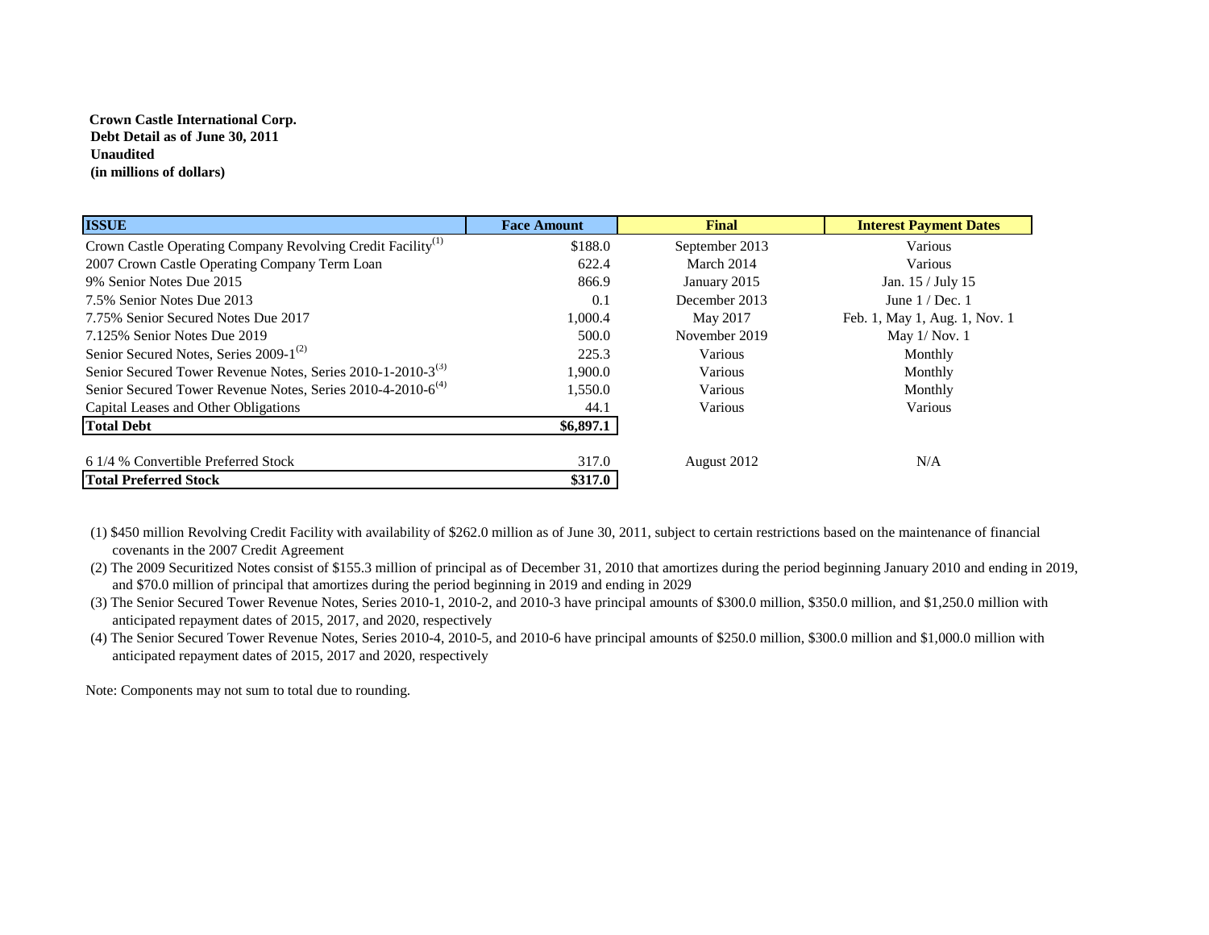**Crown Castle International Corp.**
**Debt Detail as of June 30, 2011**
**Unaudited**
**(in millions of dollars)**

| ISSUE | Face Amount | Final | Interest Payment Dates |
|---|---|---|---|
| Crown Castle Operating Company Revolving Credit Facility[1] | $188.0 | September 2013 | Various |
| 2007 Crown Castle Operating Company Term Loan | 622.4 | March 2014 | Various |
| 9% Senior Notes Due 2015 | 866.9 | January 2015 | Jan. 15 / July 15 |
| 7.5% Senior Notes Due 2013 | 0.1 | December 2013 | June 1 / Dec. 1 |
| 7.75% Senior Secured Notes Due 2017 | 1,000.4 | May 2017 | Feb. 1, May 1, Aug. 1, Nov. 1 |
| 7.125% Senior Notes Due 2019 | 500.0 | November 2019 | May 1/ Nov. 1 |
| Senior Secured Notes, Series 2009-1[2] | 225.3 | Various | Monthly |
| Senior Secured Tower Revenue Notes, Series 2010-1-2010-3[3] | 1,900.0 | Various | Monthly |
| Senior Secured Tower Revenue Notes, Series 2010-4-2010-6[4] | 1,550.0 | Various | Monthly |
| Capital Leases and Other Obligations | 44.1 | Various | Various |
| **Total Debt** | **$6,897.1** | | |
| | | | |
| 6 1/4 % Convertible Preferred Stock | 317.0 | August 2012 | N/A |
| **Total Preferred Stock** | **$317.0** | | |

(1) $450 million Revolving Credit Facility with availability of $262.0 million as of June 30, 2011, subject to certain restrictions based on the maintenance of financial covenants in the 2007 Credit Agreement

(2) The 2009 Securitized Notes consist of $155.3 million of principal as of December 31, 2010 that amortizes during the period beginning January 2010 and ending in 2019, and $70.0 million of principal that amortizes during the period beginning in 2019 and ending in 2029

(3) The Senior Secured Tower Revenue Notes, Series 2010-1, 2010-2, and 2010-3 have principal amounts of $300.0 million, $350.0 million, and $1,250.0 million with anticipated repayment dates of 2015, 2017, and 2020, respectively

(4) The Senior Secured Tower Revenue Notes, Series 2010-4, 2010-5, and 2010-6 have principal amounts of $250.0 million, $300.0 million and $1,000.0 million with anticipated repayment dates of 2015, 2017 and 2020, respectively

Note: Components may not sum to total due to rounding.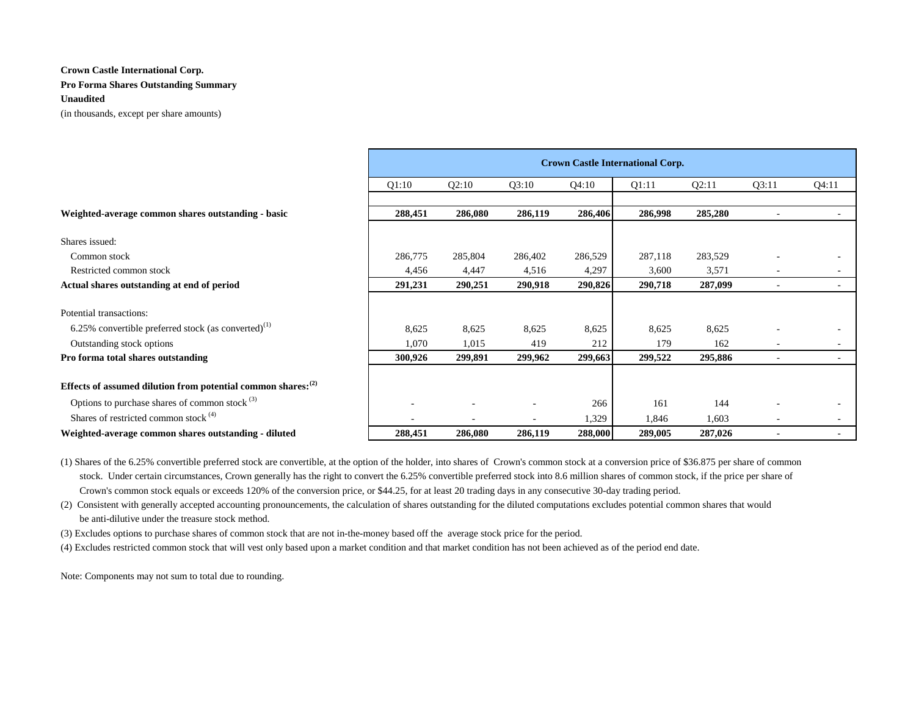**Crown Castle International Corp.**
**Pro Forma Shares Outstanding Summary**
**Unaudited**
(in thousands, except per share amounts)

| | Crown Castle International Corp. | | | | | | | |
|---|---|---|---|---|---|---|---|---|
| | Q1:10 | Q2:10 | Q3:10 | Q4:10 | Q1:11 | Q2:11 | Q3:11 | Q4:11 |
| **Weighted-average common shares outstanding - basic** | **288,451** | **286,080** | **286,119** | **286,406** | **286,998** | **285,280** | **-** | **-** |
| Shares issued: | | | | | | | | |
| Common stock | 286,775 | 285,804 | 286,402 | 286,529 | 287,118 | 283,529 | - | - |
| Restricted common stock | 4,456 | 4,447 | 4,516 | 4,297 | 3,600 | 3,571 | - | - |
| **Actual shares outstanding at end of period** | **291,231** | **290,251** | **290,918** | **290,826** | **290,718** | **287,099** | **-** | **-** |
| Potential transactions: | | | | | | | | |
| 6.25% convertible preferred stock (as converted)(1) | 8,625 | 8,625 | 8,625 | 8,625 | 8,625 | 8,625 | - | - |
| Outstanding stock options | 1,070 | 1,015 | 419 | 212 | 179 | 162 | - | - |
| **Pro forma total shares outstanding** | **300,926** | **299,891** | **299,962** | **299,663** | **299,522** | **295,886** | **-** | **-** |
| **Effects of assumed dilution from potential common shares:(2)** | | | | | | | | |
| Options to purchase shares of common stock (3) | - | - | - | 266 | 161 | 144 | - | - |
| Shares of restricted common stock (4) | - | - | - | 1,329 | 1,846 | 1,603 | - | - |
| **Weighted-average common shares outstanding - diluted** | **288,451** | **286,080** | **286,119** | **288,000** | **289,005** | **287,026** | **-** | **-** |

(1) Shares of the 6.25% convertible preferred stock are convertible, at the option of the holder, into shares of Crown's common stock at a conversion price of $36.875 per share of common stock. Under certain circumstances, Crown generally has the right to convert the 6.25% convertible preferred stock into 8.6 million shares of common stock, if the price per share of Crown's common stock equals or exceeds 120% of the conversion price, or $44.25, for at least 20 trading days in any consecutive 30-day trading period.

(2) Consistent with generally accepted accounting pronouncements, the calculation of shares outstanding for the diluted computations excludes potential common shares that would be anti-dilutive under the treasure stock method.

(3) Excludes options to purchase shares of common stock that are not in-the-money based off the average stock price for the period.

(4) Excludes restricted common stock that will vest only based upon a market condition and that market condition has not been achieved as of the period end date.

Note: Components may not sum to total due to rounding.